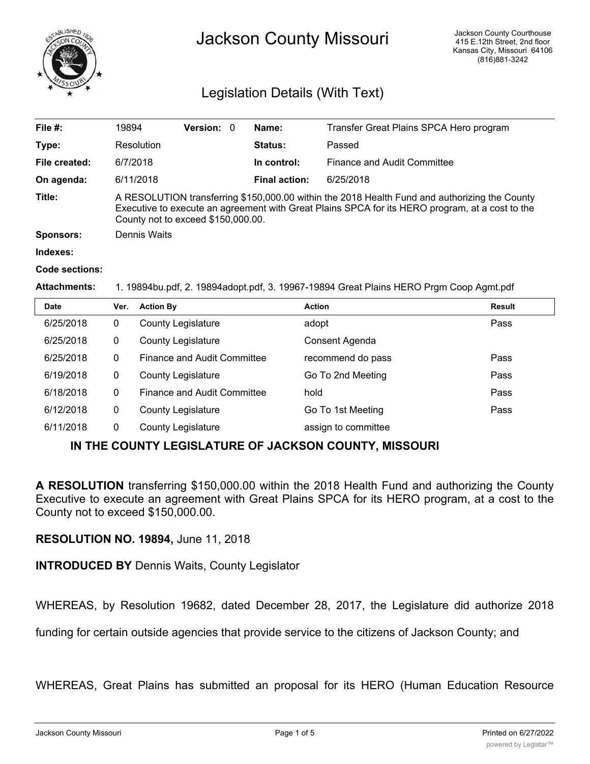# Jackson County Missouri

Jackson County Courthouse
415 E.12th Street, 2nd floor
Kansas City, Missouri 64106
(816)881-3242

## Legislation Details (With Text)

| | | | | | |
|---|---|---|---|---|---|
| **File #:** | 19894 | **Version:** 0 | | **Name:** | Transfer Great Plains SPCA Hero program |
| **Type:** | Resolution | | | **Status:** | Passed |
| **File created:** | 6/7/2018 | | | **In control:** | Finance and Audit Committee |
| **On agenda:** | 6/11/2018 | | | **Final action:** | 6/25/2018 |

**Title:** A RESOLUTION transferring $150,000.00 within the 2018 Health Fund and authorizing the County Executive to execute an agreement with Great Plains SPCA for its HERO program, at a cost to the County not to exceed $150,000.00.

**Sponsors:** Dennis Waits

**Indexes:**

**Code sections:**

**Attachments:** 1. 19894bu.pdf, 2. 19894adopt.pdf, 3. 19967-19894 Great Plains HERO Prgm Coop Agmt.pdf

| Date | Ver. | Action By | Action | Result |
|---|---|---|---|---|
| 6/25/2018 | 0 | County Legislature | adopt | Pass |
| 6/25/2018 | 0 | County Legislature | Consent Agenda | |
| 6/25/2018 | 0 | Finance and Audit Committee | recommend do pass | Pass |
| 6/19/2018 | 0 | County Legislature | Go To 2nd Meeting | Pass |
| 6/18/2018 | 0 | Finance and Audit Committee | hold | Pass |
| 6/12/2018 | 0 | County Legislature | Go To 1st Meeting | Pass |
| 6/11/2018 | 0 | County Legislature | assign to committee | |

### IN THE COUNTY LEGISLATURE OF JACKSON COUNTY, MISSOURI

**A RESOLUTION** transferring $150,000.00 within the 2018 Health Fund and authorizing the County Executive to execute an agreement with Great Plains SPCA for its HERO program, at a cost to the County not to exceed $150,000.00.

**RESOLUTION NO. 19894,** June 11, 2018

**INTRODUCED BY** Dennis Waits, County Legislator

WHEREAS, by Resolution 19682, dated December 28, 2017, the Legislature did authorize 2018 funding for certain outside agencies that provide service to the citizens of Jackson County; and

WHEREAS, Great Plains has submitted an proposal for its HERO (Human Education Resource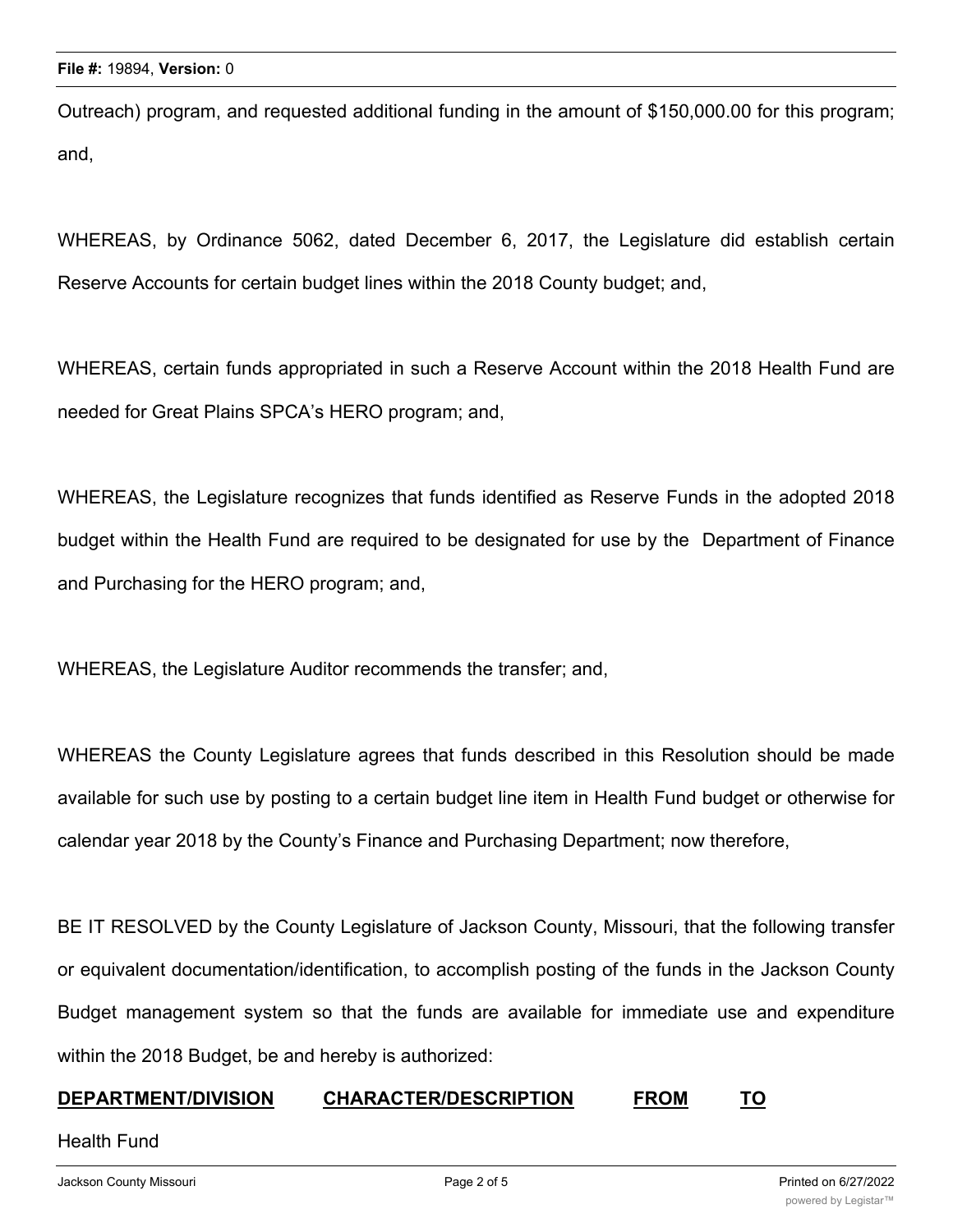Outreach) program, and requested additional funding in the amount of $150,000.00 for this program; and,

WHEREAS, by Ordinance 5062, dated December 6, 2017, the Legislature did establish certain Reserve Accounts for certain budget lines within the 2018 County budget; and,

WHEREAS, certain funds appropriated in such a Reserve Account within the 2018 Health Fund are needed for Great Plains SPCA's HERO program; and,

WHEREAS, the Legislature recognizes that funds identified as Reserve Funds in the adopted 2018 budget within the Health Fund are required to be designated for use by the Department of Finance and Purchasing for the HERO program; and,

WHEREAS, the Legislature Auditor recommends the transfer; and,

WHEREAS the County Legislature agrees that funds described in this Resolution should be made available for such use by posting to a certain budget line item in Health Fund budget or otherwise for calendar year 2018 by the County's Finance and Purchasing Department; now therefore,

BE IT RESOLVED by the County Legislature of Jackson County, Missouri, that the following transfer or equivalent documentation/identification, to accomplish posting of the funds in the Jackson County Budget management system so that the funds are available for immediate use and expenditure within the 2018 Budget, be and hereby is authorized:

| **DEPARTMENT/DIVISION** | **CHARACTER/DESCRIPTION** | **FROM** | **TO** |
|---|---|---|---|
| Health Fund | | | |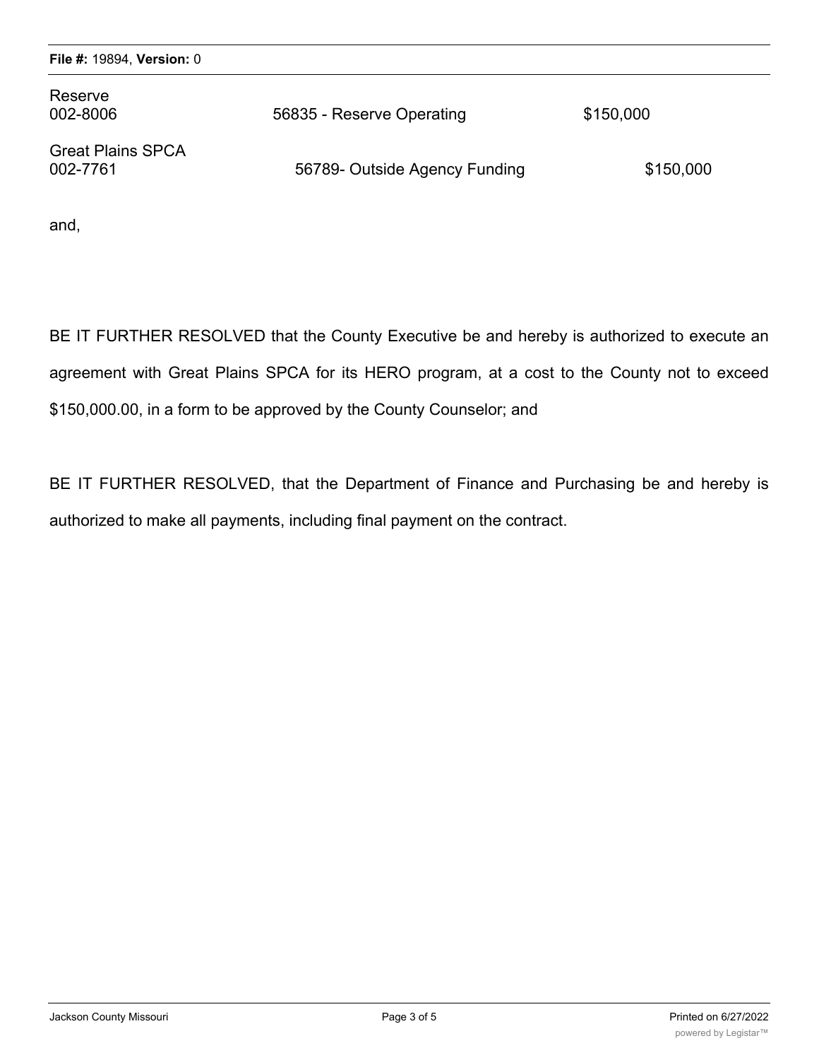| | | |
|---|---|---|
| Reserve<br>002-8006 | 56835 - Reserve Operating | $150,000 |
| Great Plains SPCA<br>002-7761 | 56789- Outside Agency Funding | $150,000 |

and,

BE IT FURTHER RESOLVED that the County Executive be and hereby is authorized to execute an agreement with Great Plains SPCA for its HERO program, at a cost to the County not to exceed $150,000.00, in a form to be approved by the County Counselor; and

BE IT FURTHER RESOLVED, that the Department of Finance and Purchasing be and hereby is authorized to make all payments, including final payment on the contract.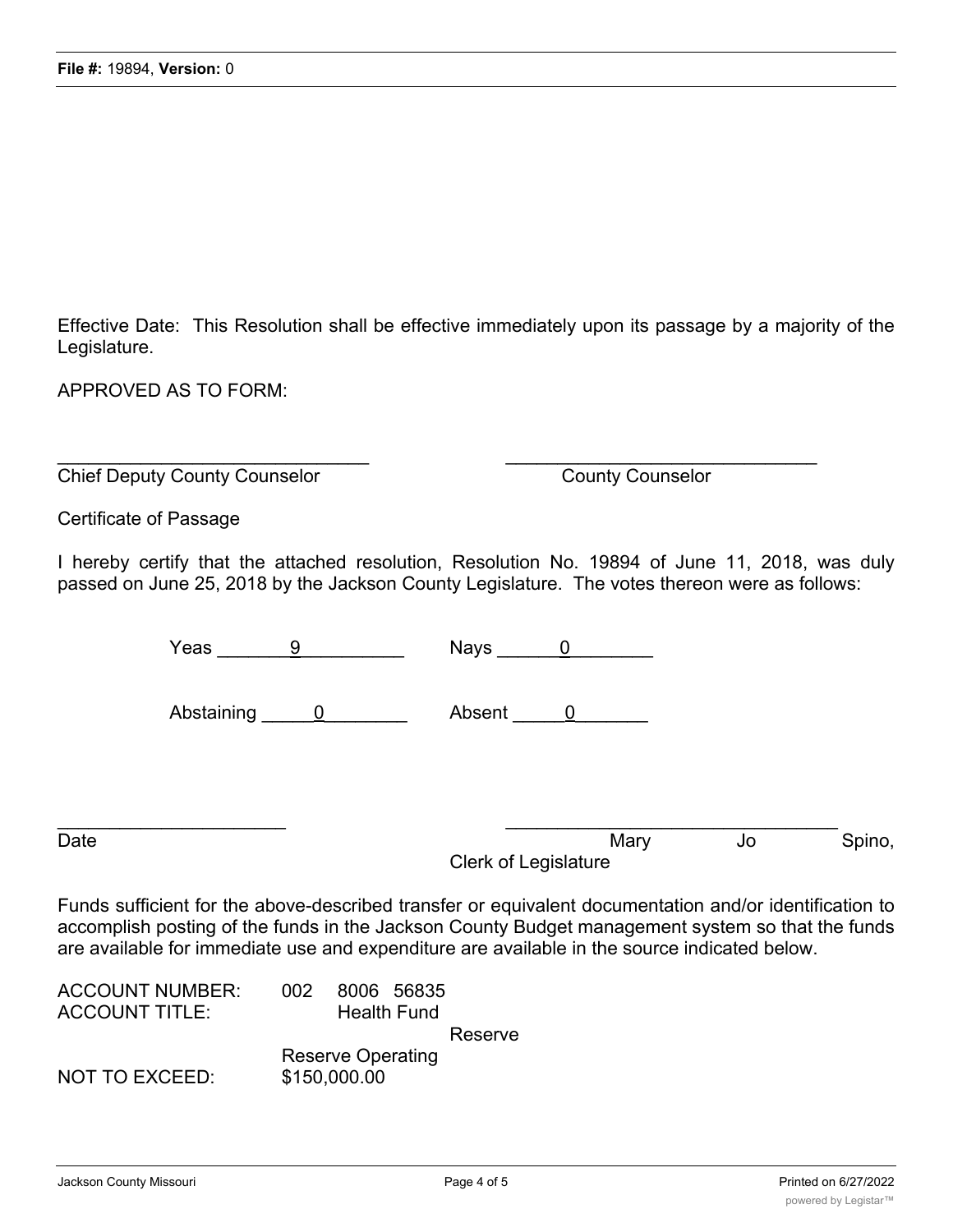Effective Date: This Resolution shall be effective immediately upon its passage by a majority of the Legislature.

APPROVED AS TO FORM:

______________________________ ______________________________
Chief Deputy County Counselor County Counselor

Certificate of Passage

I hereby certify that the attached resolution, Resolution No. 19894 of June 11, 2018, was duly passed on June 25, 2018 by the Jackson County Legislature. The votes thereon were as follows:

Yeas ____9____ Nays ____0____

Abstaining ____0____ Absent ____0____

______________________ ______________________________
Date Mary Jo Spino, Clerk of Legislature

Funds sufficient for the above-described transfer or equivalent documentation and/or identification to accomplish posting of the funds in the Jackson County Budget management system so that the funds are available for immediate use and expenditure are available in the source indicated below.

ACCOUNT NUMBER: 002 8006 56835
ACCOUNT TITLE: Health Fund
Reserve
Reserve Operating
NOT TO EXCEED: $150,000.00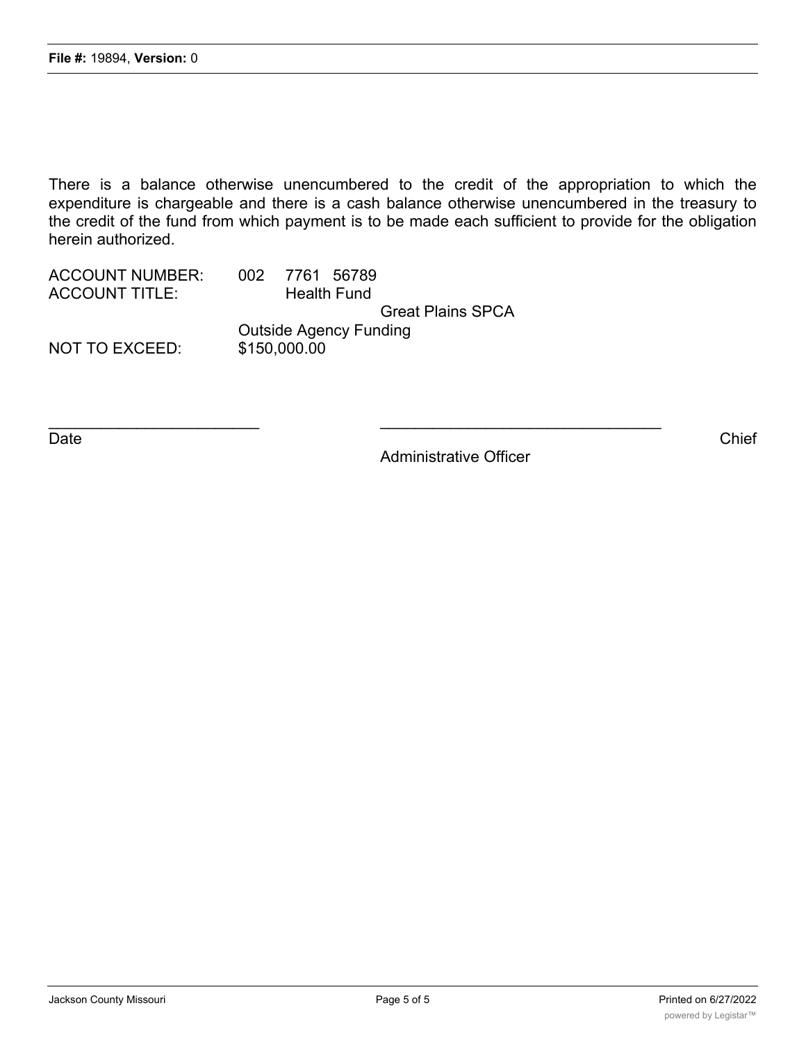There is a balance otherwise unencumbered to the credit of the appropriation to which the expenditure is chargeable and there is a cash balance otherwise unencumbered in the treasury to the credit of the fund from which payment is to be made each sufficient to provide for the obligation herein authorized.

ACCOUNT NUMBER: 002 7761 56789
ACCOUNT TITLE: Health Fund
Great Plains SPCA
Outside Agency Funding
NOT TO EXCEED: $150,000.00

\_\_\_\_\_\_\_\_\_\_\_\_\_\_\_\_\_\_\_\_\_\_\_\_ \_\_\_\_\_\_\_\_\_\_\_\_\_\_\_\_\_\_\_\_\_\_\_\_\_\_\_\_\_\_\_\_
Date Chief Administrative Officer